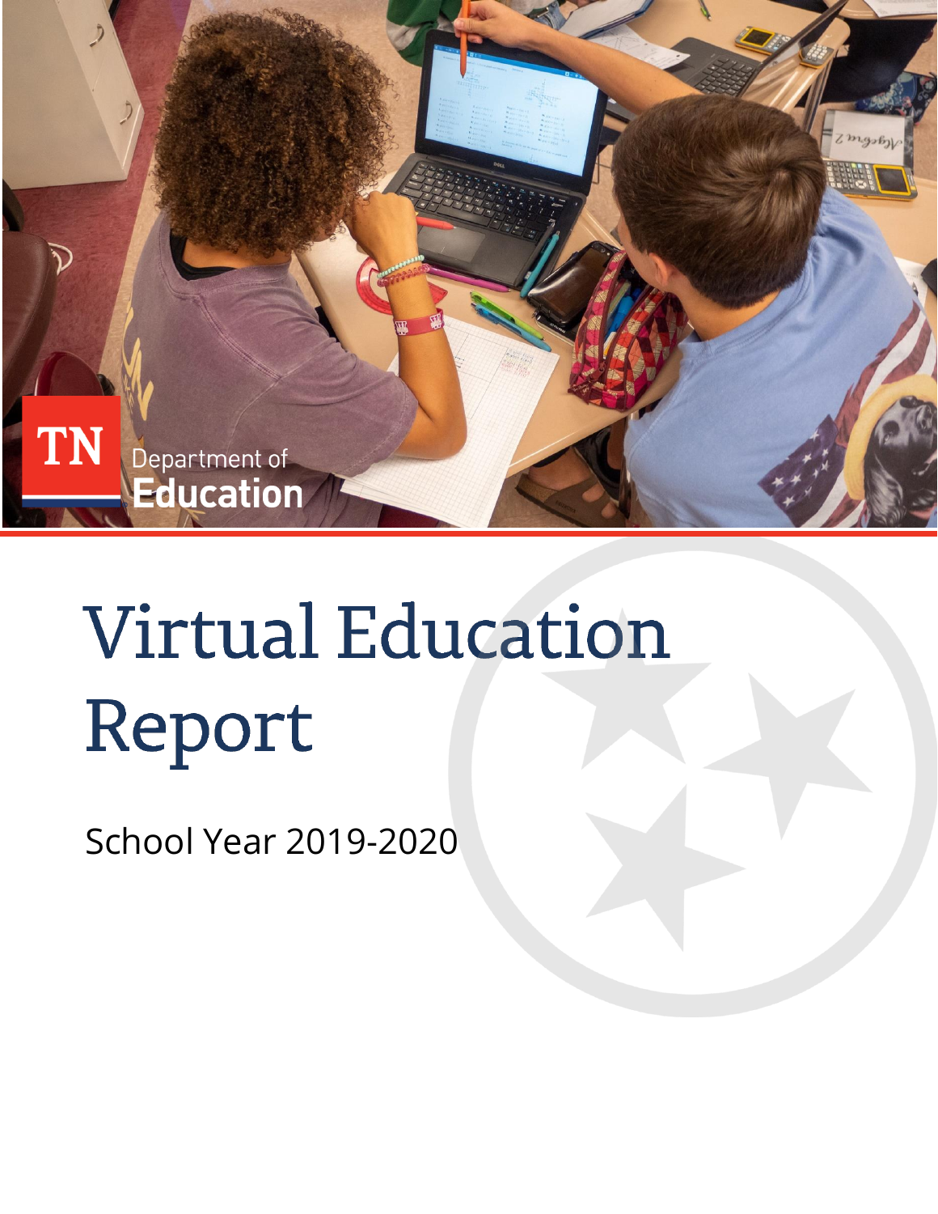TN Department of Education

# Virtual Education Report

School Year 2019-2020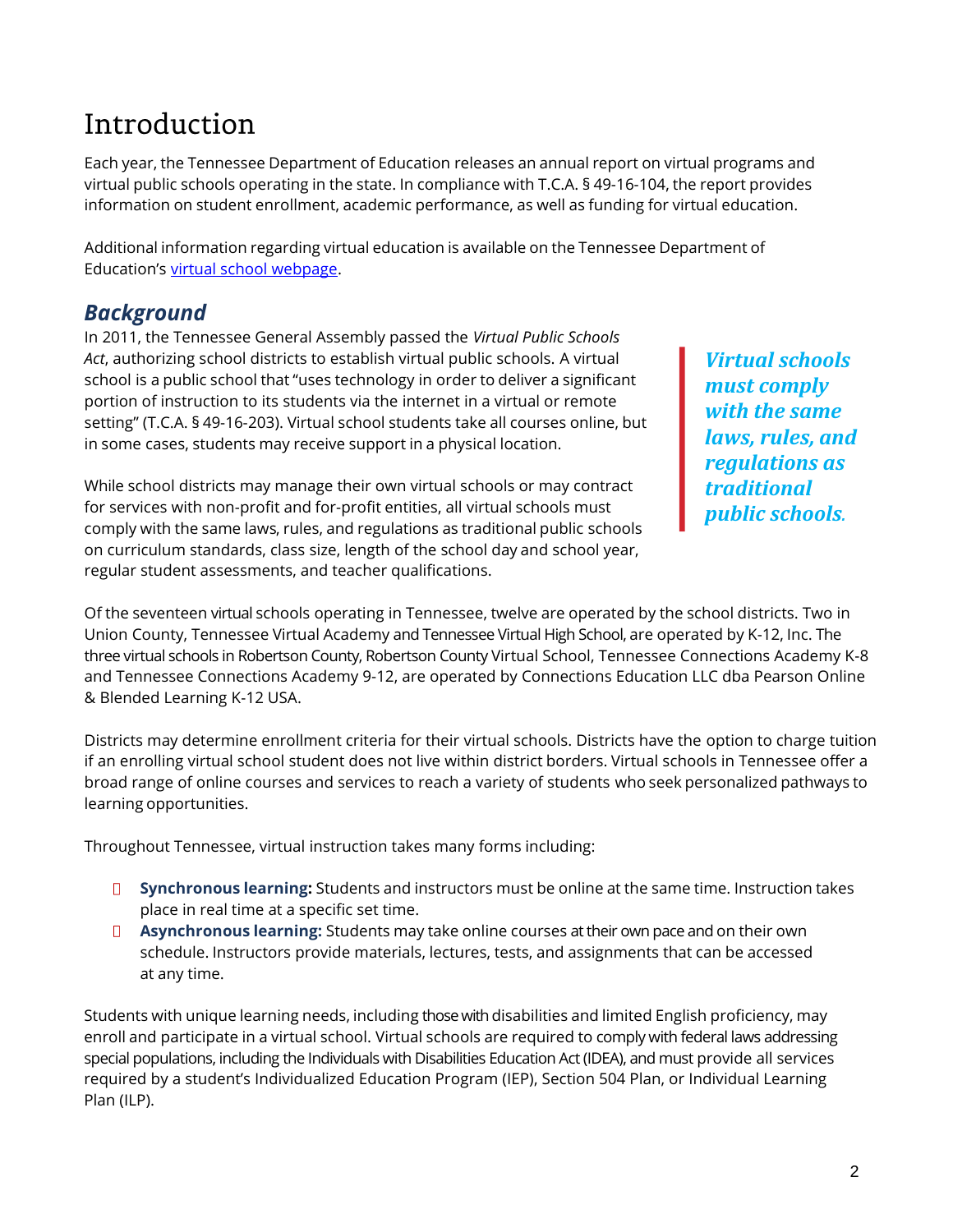# Introduction

Each year, the Tennessee Department of Education releases an annual report on virtual programs and virtual public schools operating in the state. In compliance with T.C.A. § 49-16-104, the report provides information on student enrollment, academic performance, as well as funding for virtual education.

Additional information regarding virtual education is available on the Tennessee Department of Education's virtual school webpage.

## *Background*

In 2011, the Tennessee General Assembly passed the *Virtual Public Schools Act*, authorizing school districts to establish virtual public schools. A virtual school is a public school that "uses technology in order to deliver a significant portion of instruction to its students via the internet in a virtual or remote setting" (T.C.A. § 49-16-203). Virtual school students take all courses online, but in some cases, students may receive support in a physical location.

While school districts may manage their own virtual schools or may contract for services with non-profit and for-profit entities, all virtual schools must comply with the same laws, rules, and regulations as traditional public schools on curriculum standards, class size, length of the school day and school year, regular student assessments, and teacher qualifications.

> ***Virtual schools must comply with the same laws, rules, and regulations as traditional public schools.***

Of the seventeen virtual schools operating in Tennessee, twelve are operated by the school districts. Two in Union County, Tennessee Virtual Academy and Tennessee Virtual High School, are operated by K-12, Inc. The three virtual schools in Robertson County, Robertson County Virtual School, Tennessee Connections Academy K-8 and Tennessee Connections Academy 9-12, are operated by Connections Education LLC dba Pearson Online & Blended Learning K-12 USA.

Districts may determine enrollment criteria for their virtual schools. Districts have the option to charge tuition if an enrolling virtual school student does not live within district borders. Virtual schools in Tennessee offer a broad range of online courses and services to reach a variety of students who seek personalized pathways to learning opportunities.

Throughout Tennessee, virtual instruction takes many forms including:

- **Synchronous learning:** Students and instructors must be online at the same time. Instruction takes place in real time at a specific set time.
- **Asynchronous learning:** Students may take online courses at their own pace and on their own schedule. Instructors provide materials, lectures, tests, and assignments that can be accessed at any time.

Students with unique learning needs, including those with disabilities and limited English proficiency, may enroll and participate in a virtual school. Virtual schools are required to comply with federal laws addressing special populations, including the Individuals with Disabilities Education Act (IDEA), and must provide all services required by a student's Individualized Education Program (IEP), Section 504 Plan, or Individual Learning Plan (ILP).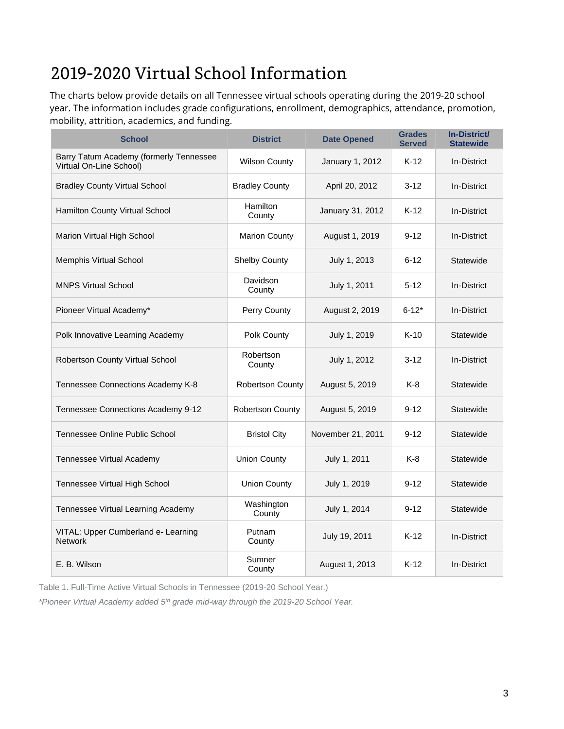# 2019-2020 Virtual School Information

The charts below provide details on all Tennessee virtual schools operating during the 2019-20 school year. The information includes grade configurations, enrollment, demographics, attendance, promotion, mobility, attrition, academics, and funding.

| School | District | Date Opened | Grades Served | In-District/ Statewide |
|---|---|---|---|---|
| Barry Tatum Academy (formerly Tennessee Virtual On-Line School) | Wilson County | January 1, 2012 | K-12 | In-District |
| Bradley County Virtual School | Bradley County | April 20, 2012 | 3-12 | In-District |
| Hamilton County Virtual School | Hamilton County | January 31, 2012 | K-12 | In-District |
| Marion Virtual High School | Marion County | August 1, 2019 | 9-12 | In-District |
| Memphis Virtual School | Shelby County | July 1, 2013 | 6-12 | Statewide |
| MNPS Virtual School | Davidson County | July 1, 2011 | 5-12 | In-District |
| Pioneer Virtual Academy* | Perry County | August 2, 2019 | 6-12* | In-District |
| Polk Innovative Learning Academy | Polk County | July 1, 2019 | K-10 | Statewide |
| Robertson County Virtual School | Robertson County | July 1, 2012 | 3-12 | In-District |
| Tennessee Connections Academy K-8 | Robertson County | August 5, 2019 | K-8 | Statewide |
| Tennessee Connections Academy 9-12 | Robertson County | August 5, 2019 | 9-12 | Statewide |
| Tennessee Online Public School | Bristol City | November 21, 2011 | 9-12 | Statewide |
| Tennessee Virtual Academy | Union County | July 1, 2011 | K-8 | Statewide |
| Tennessee Virtual High School | Union County | July 1, 2019 | 9-12 | Statewide |
| Tennessee Virtual Learning Academy | Washington County | July 1, 2014 | 9-12 | Statewide |
| VITAL: Upper Cumberland e- Learning Network | Putnam County | July 19, 2011 | K-12 | In-District |
| E. B. Wilson | Sumner County | August 1, 2013 | K-12 | In-District |

Table 1. Full-Time Active Virtual Schools in Tennessee (2019-20 School Year.)

*\*Pioneer Virtual Academy added 5th grade mid-way through the 2019-20 School Year.*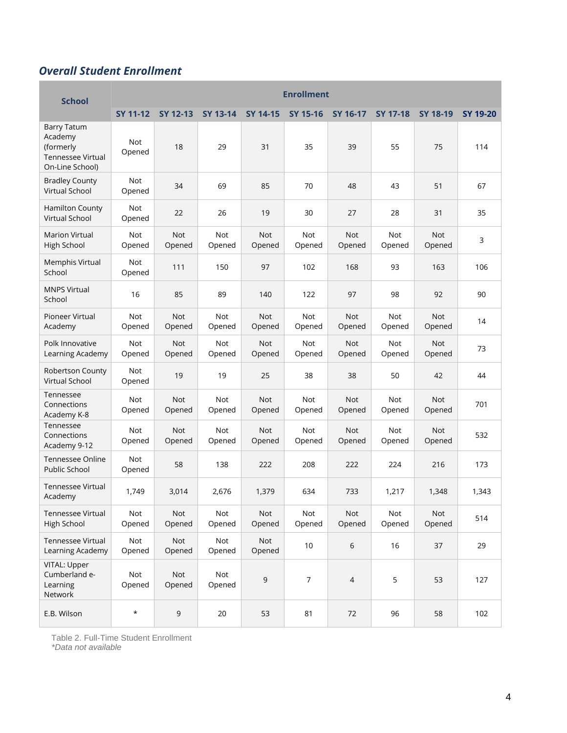## *Overall Student Enrollment*

| School | Enrollment | | | | | | | | |
|---|---|---|---|---|---|---|---|---|---|
| | SY 11-12 | SY 12-13 | SY 13-14 | SY 14-15 | SY 15-16 | SY 16-17 | SY 17-18 | SY 18-19 | SY 19-20 |
| Barry Tatum Academy (formerly Tennessee Virtual On-Line School) | Not Opened | 18 | 29 | 31 | 35 | 39 | 55 | 75 | 114 |
| Bradley County Virtual School | Not Opened | 34 | 69 | 85 | 70 | 48 | 43 | 51 | 67 |
| Hamilton County Virtual School | Not Opened | 22 | 26 | 19 | 30 | 27 | 28 | 31 | 35 |
| Marion Virtual High School | Not Opened | Not Opened | Not Opened | Not Opened | Not Opened | Not Opened | Not Opened | Not Opened | 3 |
| Memphis Virtual School | Not Opened | 111 | 150 | 97 | 102 | 168 | 93 | 163 | 106 |
| MNPS Virtual School | 16 | 85 | 89 | 140 | 122 | 97 | 98 | 92 | 90 |
| Pioneer Virtual Academy | Not Opened | Not Opened | Not Opened | Not Opened | Not Opened | Not Opened | Not Opened | Not Opened | 14 |
| Polk Innovative Learning Academy | Not Opened | Not Opened | Not Opened | Not Opened | Not Opened | Not Opened | Not Opened | Not Opened | 73 |
| Robertson County Virtual School | Not Opened | 19 | 19 | 25 | 38 | 38 | 50 | 42 | 44 |
| Tennessee Connections Academy K-8 | Not Opened | Not Opened | Not Opened | Not Opened | Not Opened | Not Opened | Not Opened | Not Opened | 701 |
| Tennessee Connections Academy 9-12 | Not Opened | Not Opened | Not Opened | Not Opened | Not Opened | Not Opened | Not Opened | Not Opened | 532 |
| Tennessee Online Public School | Not Opened | 58 | 138 | 222 | 208 | 222 | 224 | 216 | 173 |
| Tennessee Virtual Academy | 1,749 | 3,014 | 2,676 | 1,379 | 634 | 733 | 1,217 | 1,348 | 1,343 |
| Tennessee Virtual High School | Not Opened | Not Opened | Not Opened | Not Opened | Not Opened | Not Opened | Not Opened | Not Opened | 514 |
| Tennessee Virtual Learning Academy | Not Opened | Not Opened | Not Opened | Not Opened | 10 | 6 | 16 | 37 | 29 |
| VITAL: Upper Cumberland e-Learning Network | Not Opened | Not Opened | Not Opened | 9 | 7 | 4 | 5 | 53 | 127 |
| E.B. Wilson | * | 9 | 20 | 53 | 81 | 72 | 96 | 58 | 102 |

Table 2. Full-Time Student Enrollment
*\*Data not available*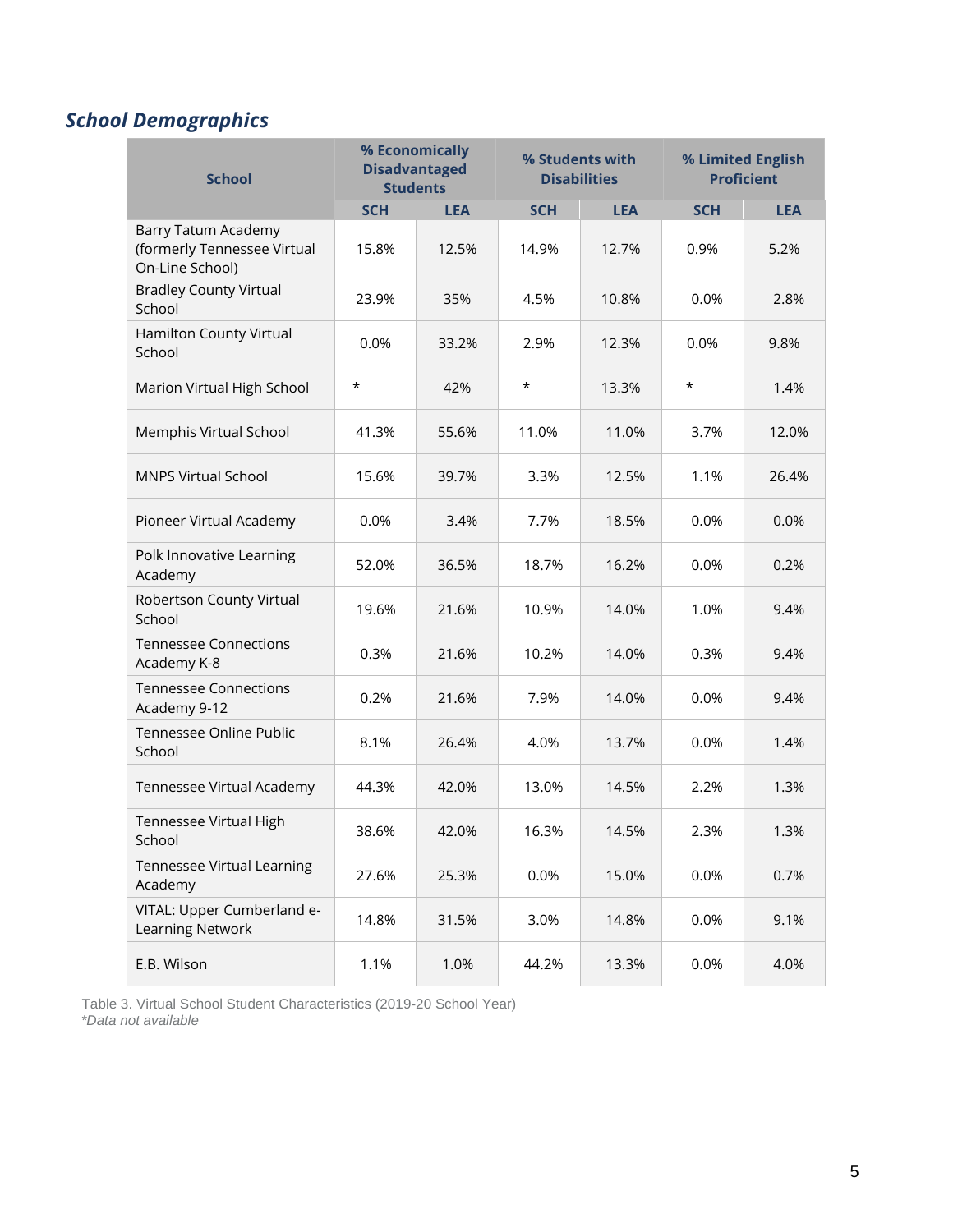## *School Demographics*

| School | % Economically Disadvantaged Students | | % Students with Disabilities | | % Limited English Proficient | |
|---|---|---|---|---|---|---|
| | SCH | LEA | SCH | LEA | SCH | LEA |
| Barry Tatum Academy (formerly Tennessee Virtual On-Line School) | 15.8% | 12.5% | 14.9% | 12.7% | 0.9% | 5.2% |
| Bradley County Virtual School | 23.9% | 35% | 4.5% | 10.8% | 0.0% | 2.8% |
| Hamilton County Virtual School | 0.0% | 33.2% | 2.9% | 12.3% | 0.0% | 9.8% |
| Marion Virtual High School | * | 42% | * | 13.3% | * | 1.4% |
| Memphis Virtual School | 41.3% | 55.6% | 11.0% | 11.0% | 3.7% | 12.0% |
| MNPS Virtual School | 15.6% | 39.7% | 3.3% | 12.5% | 1.1% | 26.4% |
| Pioneer Virtual Academy | 0.0% | 3.4% | 7.7% | 18.5% | 0.0% | 0.0% |
| Polk Innovative Learning Academy | 52.0% | 36.5% | 18.7% | 16.2% | 0.0% | 0.2% |
| Robertson County Virtual School | 19.6% | 21.6% | 10.9% | 14.0% | 1.0% | 9.4% |
| Tennessee Connections Academy K-8 | 0.3% | 21.6% | 10.2% | 14.0% | 0.3% | 9.4% |
| Tennessee Connections Academy 9-12 | 0.2% | 21.6% | 7.9% | 14.0% | 0.0% | 9.4% |
| Tennessee Online Public School | 8.1% | 26.4% | 4.0% | 13.7% | 0.0% | 1.4% |
| Tennessee Virtual Academy | 44.3% | 42.0% | 13.0% | 14.5% | 2.2% | 1.3% |
| Tennessee Virtual High School | 38.6% | 42.0% | 16.3% | 14.5% | 2.3% | 1.3% |
| Tennessee Virtual Learning Academy | 27.6% | 25.3% | 0.0% | 15.0% | 0.0% | 0.7% |
| VITAL: Upper Cumberland e-Learning Network | 14.8% | 31.5% | 3.0% | 14.8% | 0.0% | 9.1% |
| E.B. Wilson | 1.1% | 1.0% | 44.2% | 13.3% | 0.0% | 4.0% |

Table 3. Virtual School Student Characteristics (2019-20 School Year)
*\*Data not available*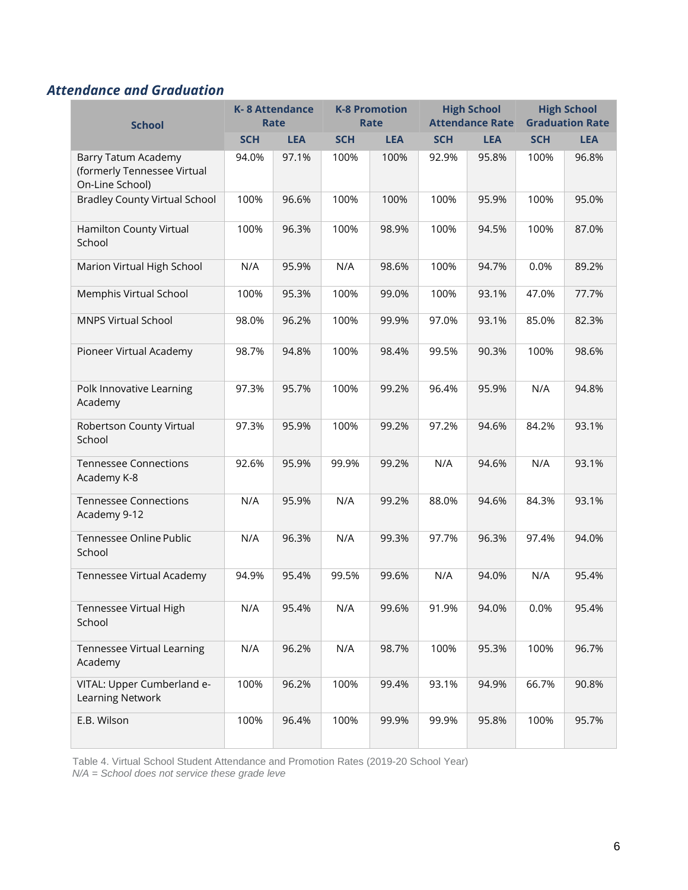### *Attendance and Graduation*

| School | K- 8 Attendance Rate | | K-8 Promotion Rate | | High School Attendance Rate | | High School Graduation Rate | |
|---|---|---|---|---|---|---|---|---|
| | SCH | LEA | SCH | LEA | SCH | LEA | SCH | LEA |
| Barry Tatum Academy (formerly Tennessee Virtual On-Line School) | 94.0% | 97.1% | 100% | 100% | 92.9% | 95.8% | 100% | 96.8% |
| Bradley County Virtual School | 100% | 96.6% | 100% | 100% | 100% | 95.9% | 100% | 95.0% |
| Hamilton County Virtual School | 100% | 96.3% | 100% | 98.9% | 100% | 94.5% | 100% | 87.0% |
| Marion Virtual High School | N/A | 95.9% | N/A | 98.6% | 100% | 94.7% | 0.0% | 89.2% |
| Memphis Virtual School | 100% | 95.3% | 100% | 99.0% | 100% | 93.1% | 47.0% | 77.7% |
| MNPS Virtual School | 98.0% | 96.2% | 100% | 99.9% | 97.0% | 93.1% | 85.0% | 82.3% |
| Pioneer Virtual Academy | 98.7% | 94.8% | 100% | 98.4% | 99.5% | 90.3% | 100% | 98.6% |
| Polk Innovative Learning Academy | 97.3% | 95.7% | 100% | 99.2% | 96.4% | 95.9% | N/A | 94.8% |
| Robertson County Virtual School | 97.3% | 95.9% | 100% | 99.2% | 97.2% | 94.6% | 84.2% | 93.1% |
| Tennessee Connections Academy K-8 | 92.6% | 95.9% | 99.9% | 99.2% | N/A | 94.6% | N/A | 93.1% |
| Tennessee Connections Academy 9-12 | N/A | 95.9% | N/A | 99.2% | 88.0% | 94.6% | 84.3% | 93.1% |
| Tennessee Online Public School | N/A | 96.3% | N/A | 99.3% | 97.7% | 96.3% | 97.4% | 94.0% |
| Tennessee Virtual Academy | 94.9% | 95.4% | 99.5% | 99.6% | N/A | 94.0% | N/A | 95.4% |
| Tennessee Virtual High School | N/A | 95.4% | N/A | 99.6% | 91.9% | 94.0% | 0.0% | 95.4% |
| Tennessee Virtual Learning Academy | N/A | 96.2% | N/A | 98.7% | 100% | 95.3% | 100% | 96.7% |
| VITAL: Upper Cumberland e-Learning Network | 100% | 96.2% | 100% | 99.4% | 93.1% | 94.9% | 66.7% | 90.8% |
| E.B. Wilson | 100% | 96.4% | 100% | 99.9% | 99.9% | 95.8% | 100% | 95.7% |

Table 4. Virtual School Student Attendance and Promotion Rates (2019-20 School Year)
*N/A = School does not service these grade leve*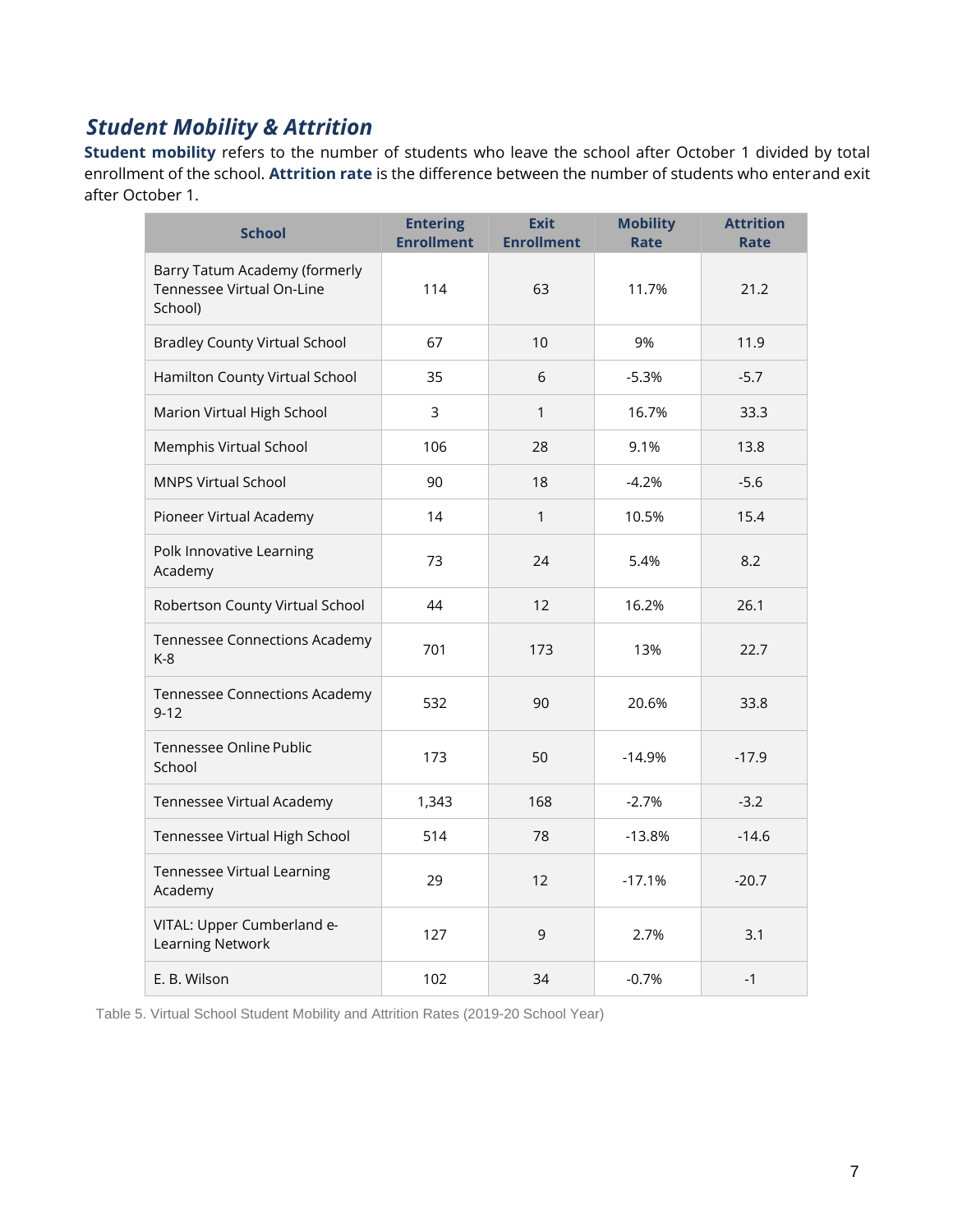## *Student Mobility & Attrition*

**Student mobility** refers to the number of students who leave the school after October 1 divided by total enrollment of the school. **Attrition rate** is the difference between the number of students who enter and exit after October 1.

| School | Entering Enrollment | Exit Enrollment | Mobility Rate | Attrition Rate |
|---|---|---|---|---|
| Barry Tatum Academy (formerly Tennessee Virtual On-Line School) | 114 | 63 | 11.7% | 21.2 |
| Bradley County Virtual School | 67 | 10 | 9% | 11.9 |
| Hamilton County Virtual School | 35 | 6 | -5.3% | -5.7 |
| Marion Virtual High School | 3 | 1 | 16.7% | 33.3 |
| Memphis Virtual School | 106 | 28 | 9.1% | 13.8 |
| MNPS Virtual School | 90 | 18 | -4.2% | -5.6 |
| Pioneer Virtual Academy | 14 | 1 | 10.5% | 15.4 |
| Polk Innovative Learning Academy | 73 | 24 | 5.4% | 8.2 |
| Robertson County Virtual School | 44 | 12 | 16.2% | 26.1 |
| Tennessee Connections Academy K-8 | 701 | 173 | 13% | 22.7 |
| Tennessee Connections Academy 9-12 | 532 | 90 | 20.6% | 33.8 |
| Tennessee Online Public School | 173 | 50 | -14.9% | -17.9 |
| Tennessee Virtual Academy | 1,343 | 168 | -2.7% | -3.2 |
| Tennessee Virtual High School | 514 | 78 | -13.8% | -14.6 |
| Tennessee Virtual Learning Academy | 29 | 12 | -17.1% | -20.7 |
| VITAL: Upper Cumberland e-Learning Network | 127 | 9 | 2.7% | 3.1 |
| E. B. Wilson | 102 | 34 | -0.7% | -1 |

Table 5. Virtual School Student Mobility and Attrition Rates (2019-20 School Year)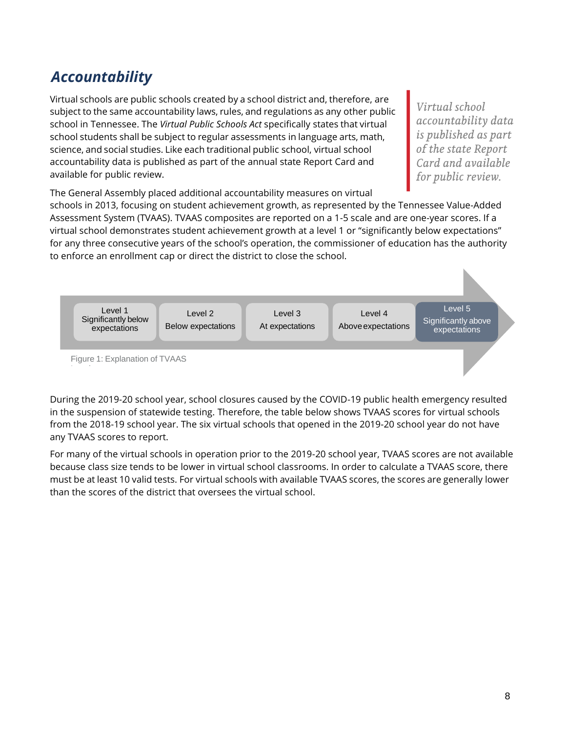## *Accountability*

Virtual schools are public schools created by a school district and, therefore, are subject to the same accountability laws, rules, and regulations as any other public school in Tennessee. The *Virtual Public Schools Act* specifically states that virtual school students shall be subject to regular assessments in language arts, math, science, and social studies. Like each traditional public school, virtual school accountability data is published as part of the annual state Report Card and available for public review.

> *Virtual school accountability data is published as part of the state Report Card and available for public review.*

The General Assembly placed additional accountability measures on virtual schools in 2013, focusing on student achievement growth, as represented by the Tennessee Value-Added Assessment System (TVAAS). TVAAS composites are reported on a 1-5 scale and are one-year scores. If a virtual school demonstrates student achievement growth at a level 1 or "significantly below expectations" for any three consecutive years of the school's operation, the commissioner of education has the authority to enforce an enrollment cap or direct the district to close the school.

| Level 1 | Level 2 | Level 3 | Level 4 | Level 5 |
|---|---|---|---|---|
| Significantly below expectations | Below expectations | At expectations | Above expectations | Significantly above expectations |

Figure 1: Explanation of TVAAS

During the 2019-20 school year, school closures caused by the COVID-19 public health emergency resulted in the suspension of statewide testing. Therefore, the table below shows TVAAS scores for virtual schools from the 2018-19 school year. The six virtual schools that opened in the 2019-20 school year do not have any TVAAS scores to report.

For many of the virtual schools in operation prior to the 2019-20 school year, TVAAS scores are not available because class size tends to be lower in virtual school classrooms. In order to calculate a TVAAS score, there must be at least 10 valid tests. For virtual schools with available TVAAS scores, the scores are generally lower than the scores of the district that oversees the virtual school.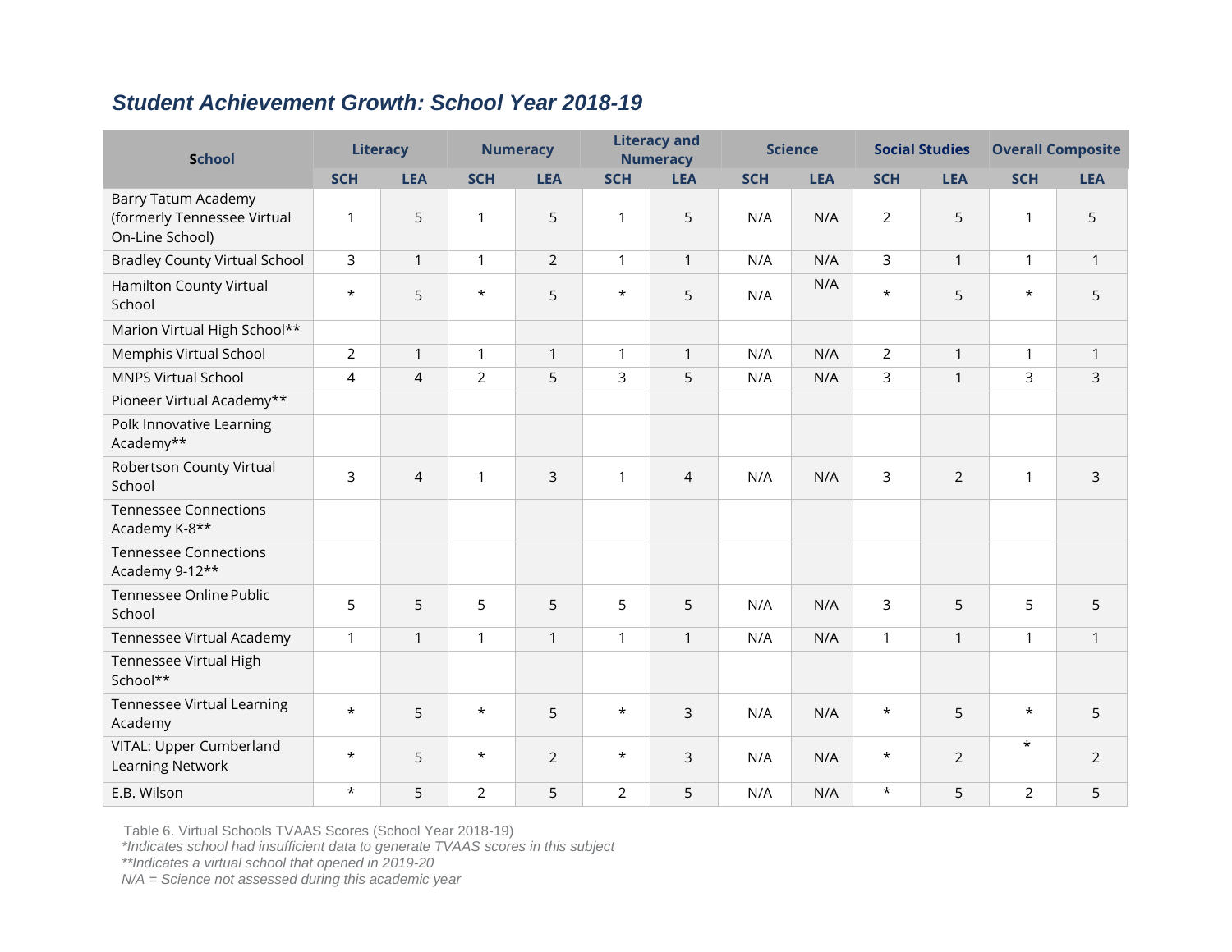### *Student Achievement Growth: School Year 2018-19*

| School | Literacy | | Numeracy | | Literacy and Numeracy | | Science | | Social Studies | | Overall Composite | |
|---|---|---|---|---|---|---|---|---|---|---|---|---|
| | SCH | LEA | SCH | LEA | SCH | LEA | SCH | LEA | SCH | LEA | SCH | LEA |
| Barry Tatum Academy (formerly Tennessee Virtual On-Line School) | 1 | 5 | 1 | 5 | 1 | 5 | N/A | N/A | 2 | 5 | 1 | 5 |
| Bradley County Virtual School | 3 | 1 | 1 | 2 | 1 | 1 | N/A | N/A | 3 | 1 | 1 | 1 |
| Hamilton County Virtual School | * | 5 | * | 5 | * | 5 | N/A | N/A | * | 5 | * | 5 |
| Marion Virtual High School** | | | | | | | | | | | | |
| Memphis Virtual School | 2 | 1 | 1 | 1 | 1 | 1 | N/A | N/A | 2 | 1 | 1 | 1 |
| MNPS Virtual School | 4 | 4 | 2 | 5 | 3 | 5 | N/A | N/A | 3 | 1 | 3 | 3 |
| Pioneer Virtual Academy** | | | | | | | | | | | | |
| Polk Innovative Learning Academy** | | | | | | | | | | | | |
| Robertson County Virtual School | 3 | 4 | 1 | 3 | 1 | 4 | N/A | N/A | 3 | 2 | 1 | 3 |
| Tennessee Connections Academy K-8** | | | | | | | | | | | | |
| Tennessee Connections Academy 9-12** | | | | | | | | | | | | |
| Tennessee Online Public School | 5 | 5 | 5 | 5 | 5 | 5 | N/A | N/A | 3 | 5 | 5 | 5 |
| Tennessee Virtual Academy | 1 | 1 | 1 | 1 | 1 | 1 | N/A | N/A | 1 | 1 | 1 | 1 |
| Tennessee Virtual High School** | | | | | | | | | | | | |
| Tennessee Virtual Learning Academy | * | 5 | * | 5 | * | 3 | N/A | N/A | * | 5 | * | 5 |
| VITAL: Upper Cumberland Learning Network | * | 5 | * | 2 | * | 3 | N/A | N/A | * | 2 | * | 2 |
| E.B. Wilson | * | 5 | 2 | 5 | 2 | 5 | N/A | N/A | * | 5 | 2 | 5 |

Table 6. Virtual Schools TVAAS Scores (School Year 2018-19)
*\*Indicates school had insufficient data to generate TVAAS scores in this subject*
*\*\*Indicates a virtual school that opened in 2019-20*
*N/A = Science not assessed during this academic year*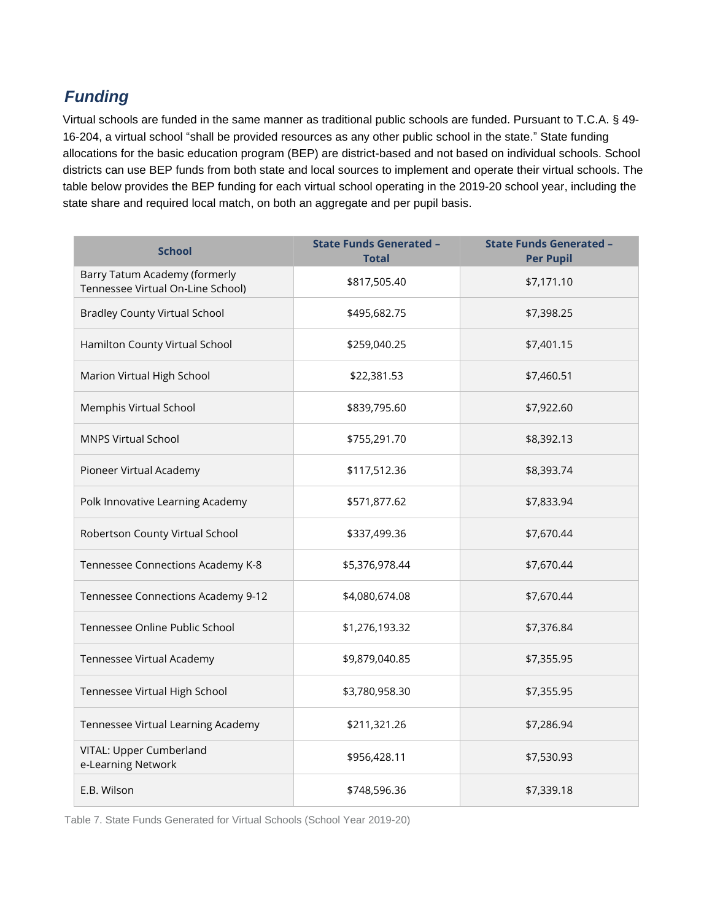## *Funding*

Virtual schools are funded in the same manner as traditional public schools are funded. Pursuant to T.C.A. § 49-16-204, a virtual school "shall be provided resources as any other public school in the state." State funding allocations for the basic education program (BEP) are district-based and not based on individual schools. School districts can use BEP funds from both state and local sources to implement and operate their virtual schools. The table below provides the BEP funding for each virtual school operating in the 2019-20 school year, including the state share and required local match, on both an aggregate and per pupil basis.

| School | State Funds Generated – Total | State Funds Generated – Per Pupil |
|---|---|---|
| Barry Tatum Academy (formerly Tennessee Virtual On-Line School) | $817,505.40 | $7,171.10 |
| Bradley County Virtual School | $495,682.75 | $7,398.25 |
| Hamilton County Virtual School | $259,040.25 | $7,401.15 |
| Marion Virtual High School | $22,381.53 | $7,460.51 |
| Memphis Virtual School | $839,795.60 | $7,922.60 |
| MNPS Virtual School | $755,291.70 | $8,392.13 |
| Pioneer Virtual Academy | $117,512.36 | $8,393.74 |
| Polk Innovative Learning Academy | $571,877.62 | $7,833.94 |
| Robertson County Virtual School | $337,499.36 | $7,670.44 |
| Tennessee Connections Academy K-8 | $5,376,978.44 | $7,670.44 |
| Tennessee Connections Academy 9-12 | $4,080,674.08 | $7,670.44 |
| Tennessee Online Public School | $1,276,193.32 | $7,376.84 |
| Tennessee Virtual Academy | $9,879,040.85 | $7,355.95 |
| Tennessee Virtual High School | $3,780,958.30 | $7,355.95 |
| Tennessee Virtual Learning Academy | $211,321.26 | $7,286.94 |
| VITAL: Upper Cumberland e-Learning Network | $956,428.11 | $7,530.93 |
| E.B. Wilson | $748,596.36 | $7,339.18 |

Table 7. State Funds Generated for Virtual Schools (School Year 2019-20)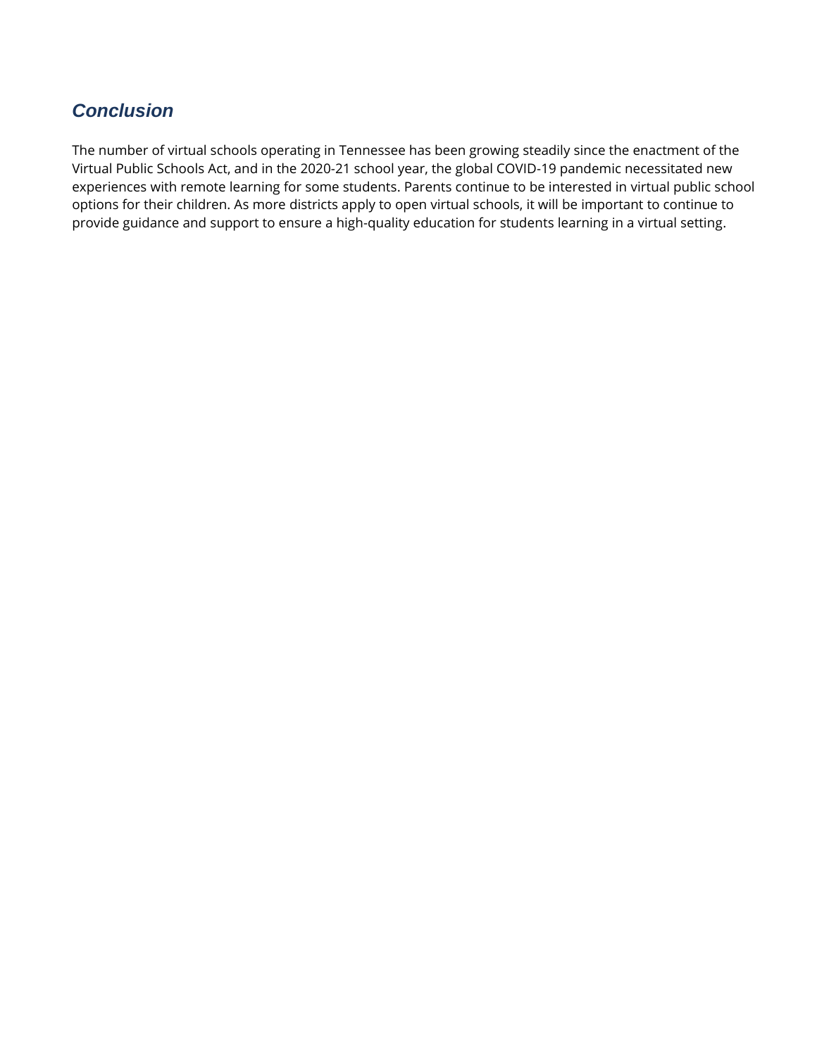## *Conclusion*

The number of virtual schools operating in Tennessee has been growing steadily since the enactment of the Virtual Public Schools Act, and in the 2020-21 school year, the global COVID-19 pandemic necessitated new experiences with remote learning for some students. Parents continue to be interested in virtual public school options for their children. As more districts apply to open virtual schools, it will be important to continue to provide guidance and support to ensure a high-quality education for students learning in a virtual setting.